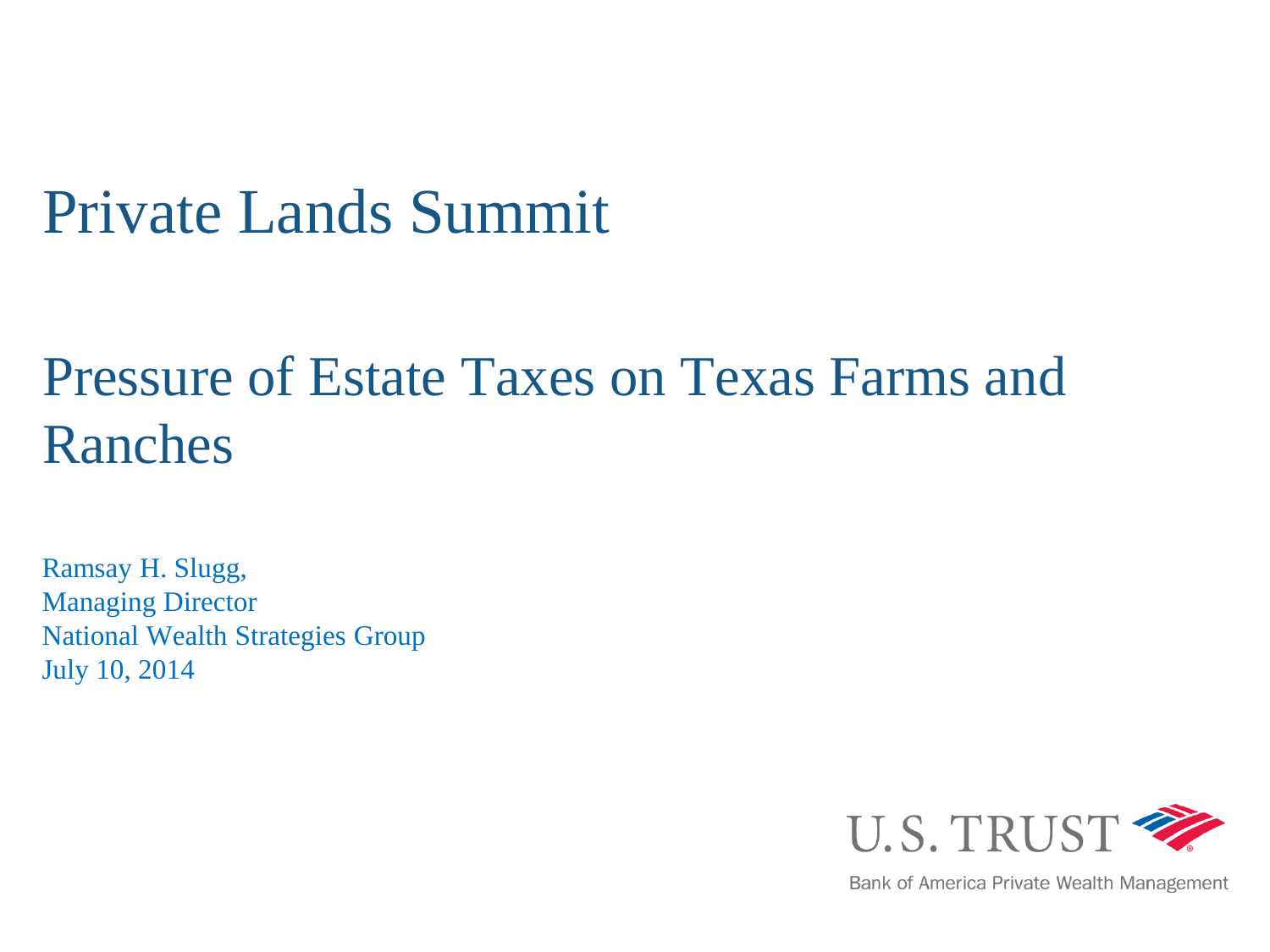# Private Lands Summit

## Pressure of Estate Taxes on Texas Farms and Ranches

Ramsay H. Slugg,
Managing Director
National Wealth Strategies Group
July 10, 2014

U.S. TRUST

Bank of America Private Wealth Management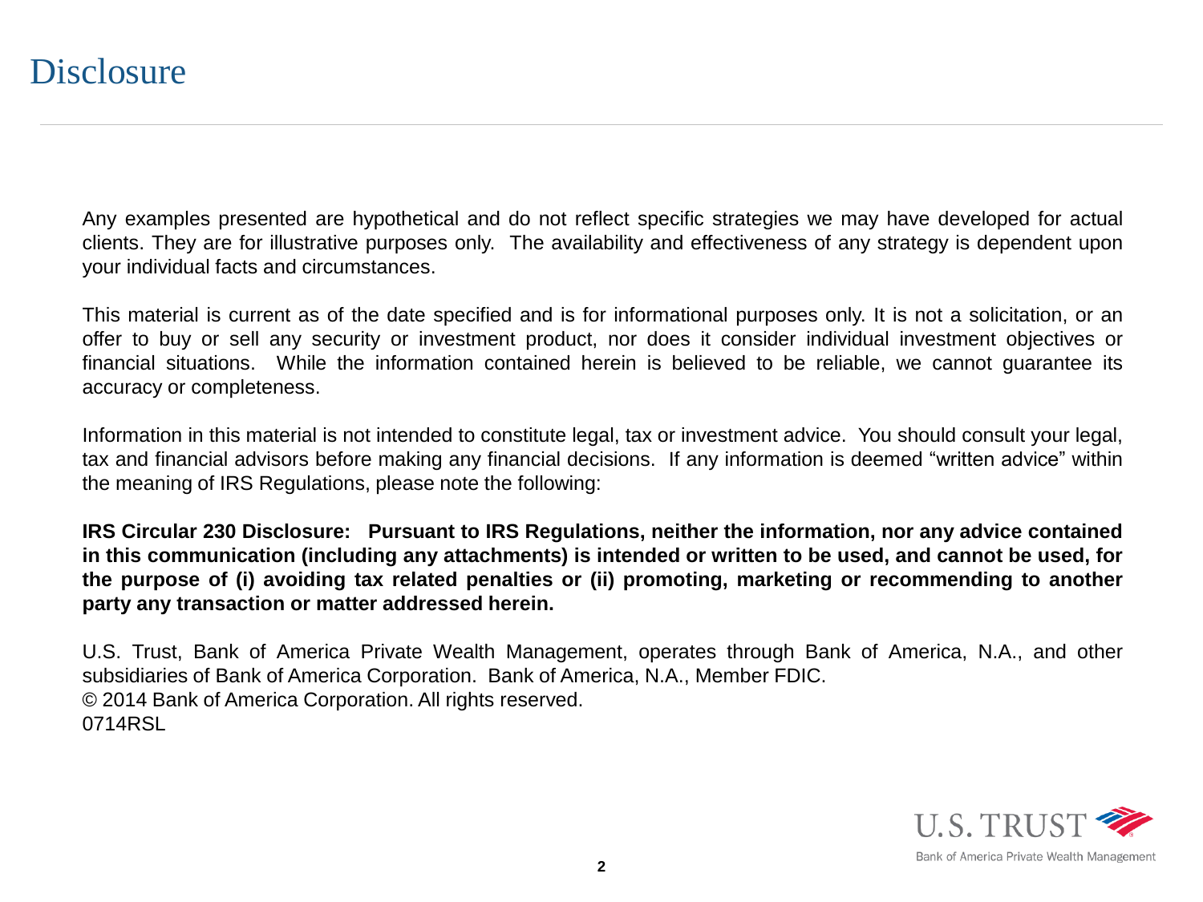# Disclosure

Any examples presented are hypothetical and do not reflect specific strategies we may have developed for actual clients. They are for illustrative purposes only. The availability and effectiveness of any strategy is dependent upon your individual facts and circumstances.

This material is current as of the date specified and is for informational purposes only. It is not a solicitation, or an offer to buy or sell any security or investment product, nor does it consider individual investment objectives or financial situations. While the information contained herein is believed to be reliable, we cannot guarantee its accuracy or completeness.

Information in this material is not intended to constitute legal, tax or investment advice. You should consult your legal, tax and financial advisors before making any financial decisions. If any information is deemed "written advice" within the meaning of IRS Regulations, please note the following:

**IRS Circular 230 Disclosure: Pursuant to IRS Regulations, neither the information, nor any advice contained in this communication (including any attachments) is intended or written to be used, and cannot be used, for the purpose of (i) avoiding tax related penalties or (ii) promoting, marketing or recommending to another party any transaction or matter addressed herein.**

U.S. Trust, Bank of America Private Wealth Management, operates through Bank of America, N.A., and other subsidiaries of Bank of America Corporation. Bank of America, N.A., Member FDIC.
© 2014 Bank of America Corporation. All rights reserved.
0714RSL

U.S. TRUST
Bank of America Private Wealth Management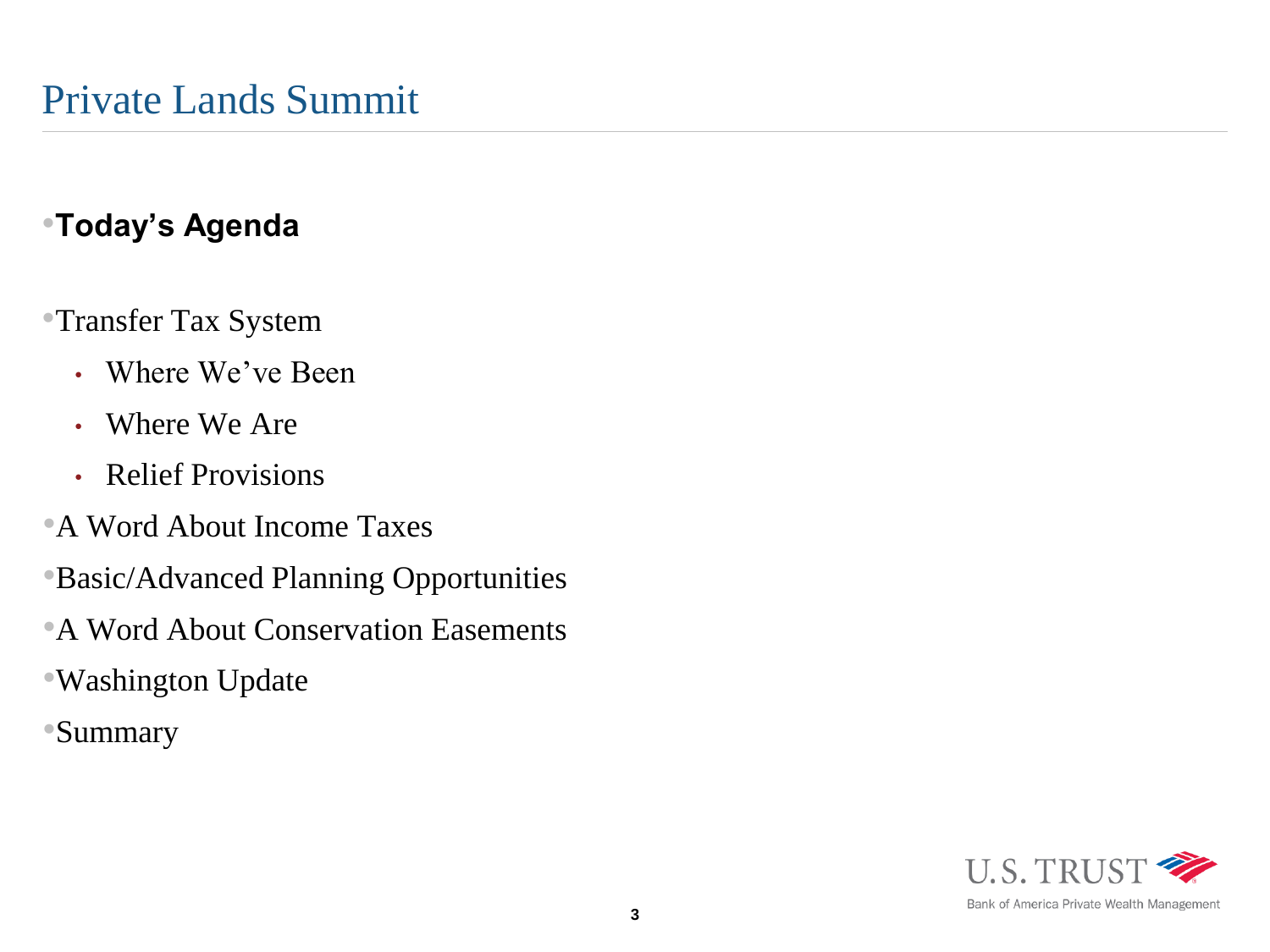# Private Lands Summit

- **Today's Agenda**

- Transfer Tax System
  - Where We've Been
  - Where We Are
  - Relief Provisions
- A Word About Income Taxes
- Basic/Advanced Planning Opportunities
- A Word About Conservation Easements
- Washington Update
- Summary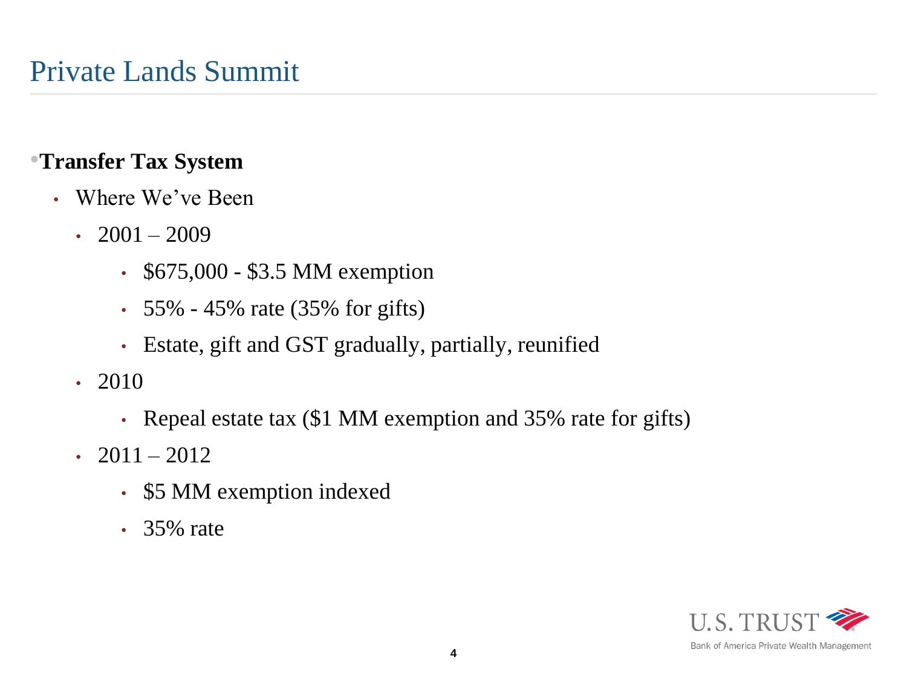# Private Lands Summit

- **Transfer Tax System**
  - Where We've Been
    - 2001 – 2009
      - $675,000 - $3.5 MM exemption
      - 55% - 45% rate (35% for gifts)
      - Estate, gift and GST gradually, partially, reunified
    - 2010
      - Repeal estate tax ($1 MM exemption and 35% rate for gifts)
    - 2011 – 2012
      - $5 MM exemption indexed
      - 35% rate

U.S. TRUST
Bank of America Private Wealth Management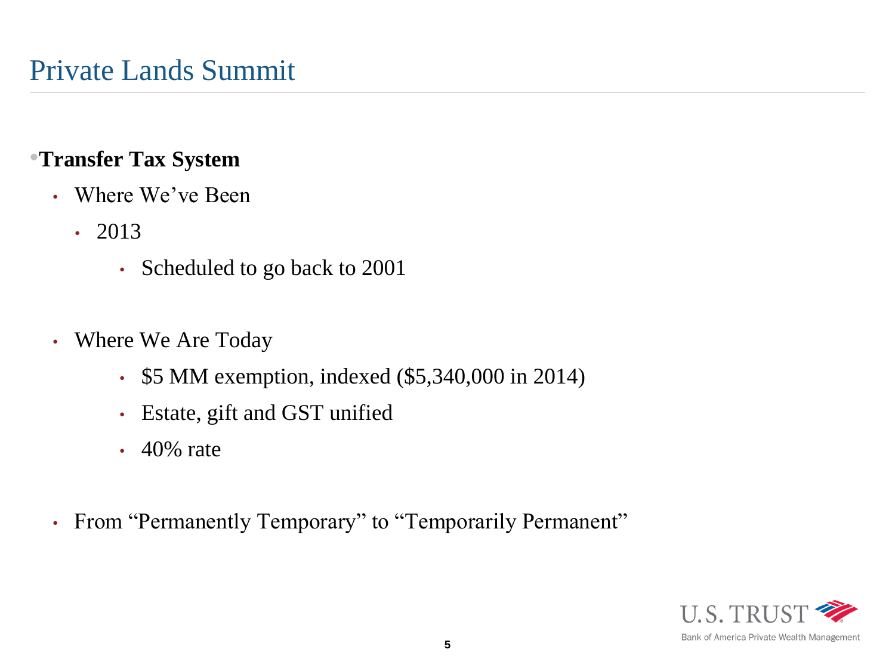# Private Lands Summit

- **Transfer Tax System**
  - Where We've Been
    - 2013
      - Scheduled to go back to 2001
  - Where We Are Today
    - $5 MM exemption, indexed ($5,340,000 in 2014)
    - Estate, gift and GST unified
    - 40% rate
  - From "Permanently Temporary" to "Temporarily Permanent"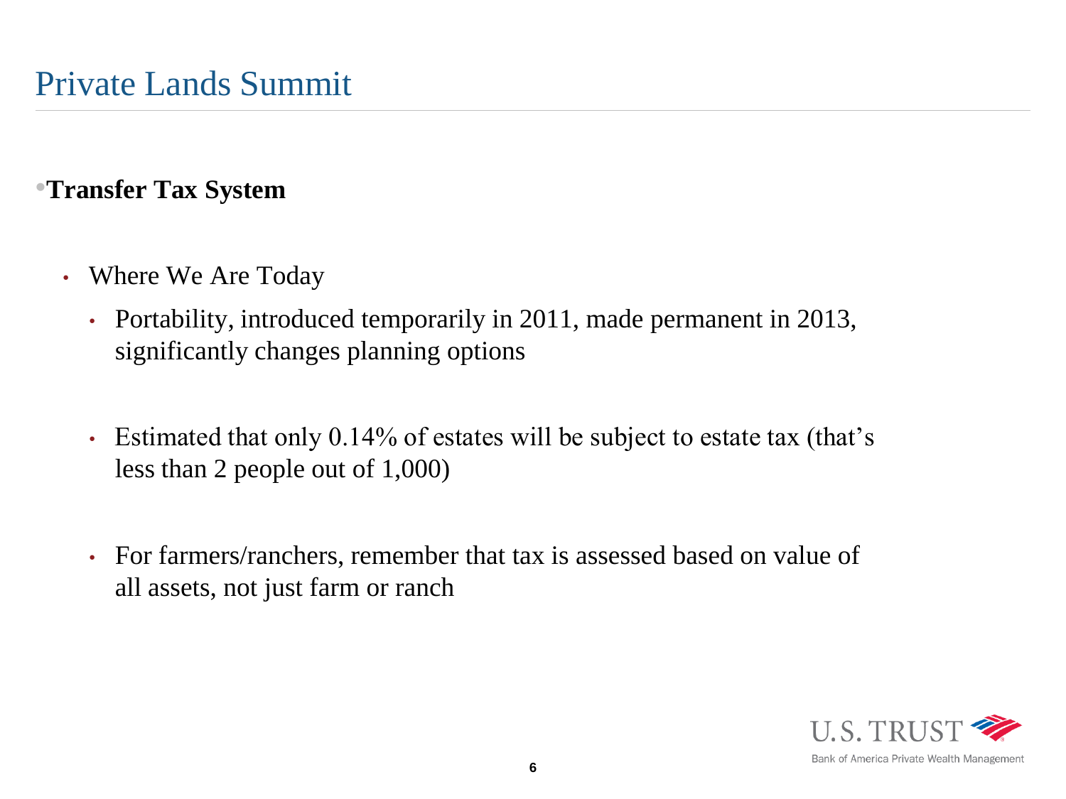# Private Lands Summit

- **Transfer Tax System**

  - Where We Are Today
    - Portability, introduced temporarily in 2011, made permanent in 2013, significantly changes planning options
    - Estimated that only 0.14% of estates will be subject to estate tax (that's less than 2 people out of 1,000)
    - For farmers/ranchers, remember that tax is assessed based on value of all assets, not just farm or ranch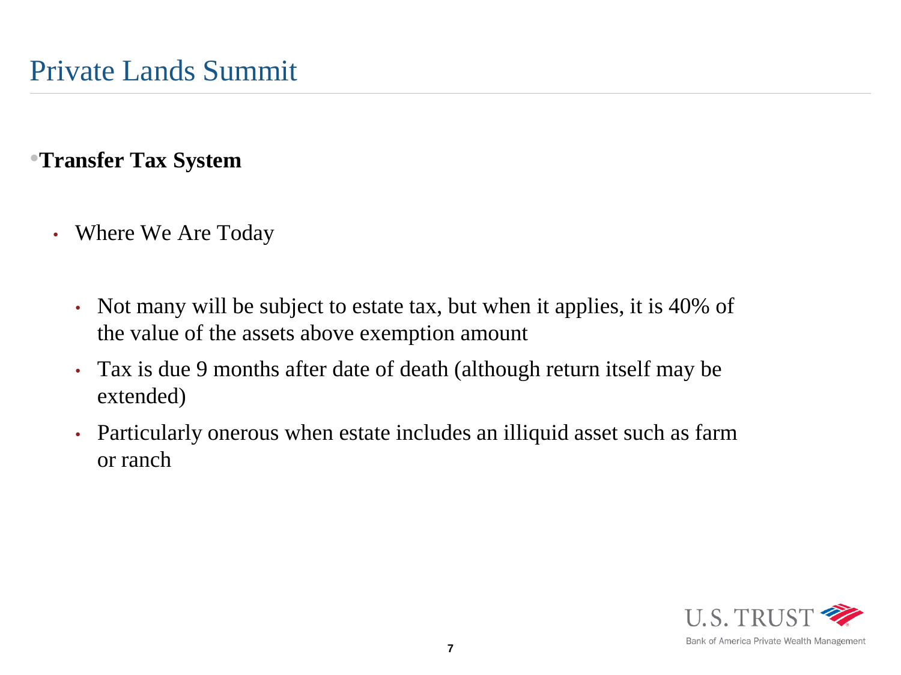# Private Lands Summit

- **Transfer Tax System**

  - Where We Are Today

    - Not many will be subject to estate tax, but when it applies, it is 40% of the value of the assets above exemption amount
    - Tax is due 9 months after date of death (although return itself may be extended)
    - Particularly onerous when estate includes an illiquid asset such as farm or ranch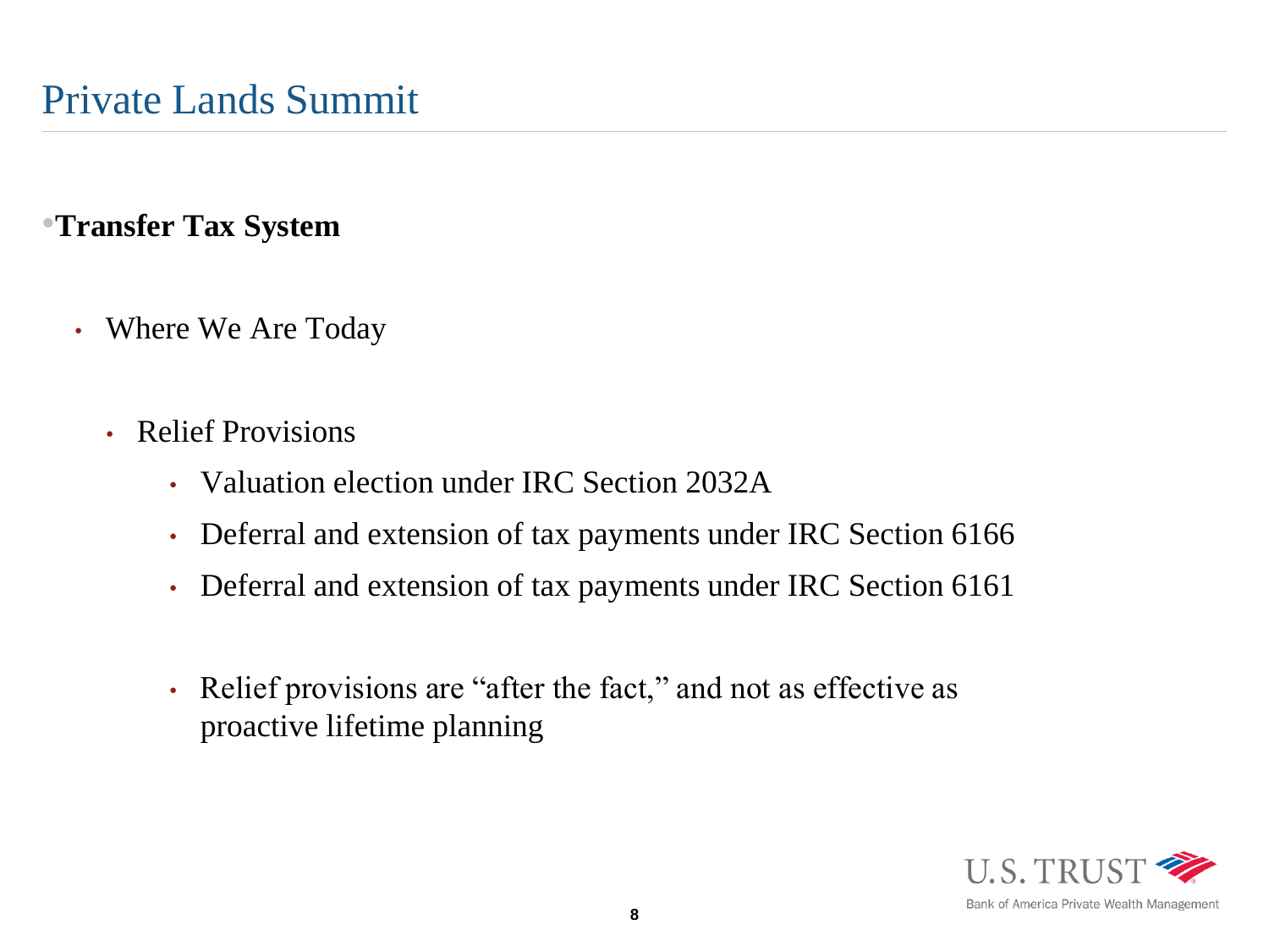# Private Lands Summit

- **Transfer Tax System**
  - Where We Are Today
    - Relief Provisions
      - Valuation election under IRC Section 2032A
      - Deferral and extension of tax payments under IRC Section 6166
      - Deferral and extension of tax payments under IRC Section 6161
      - Relief provisions are "after the fact," and not as effective as proactive lifetime planning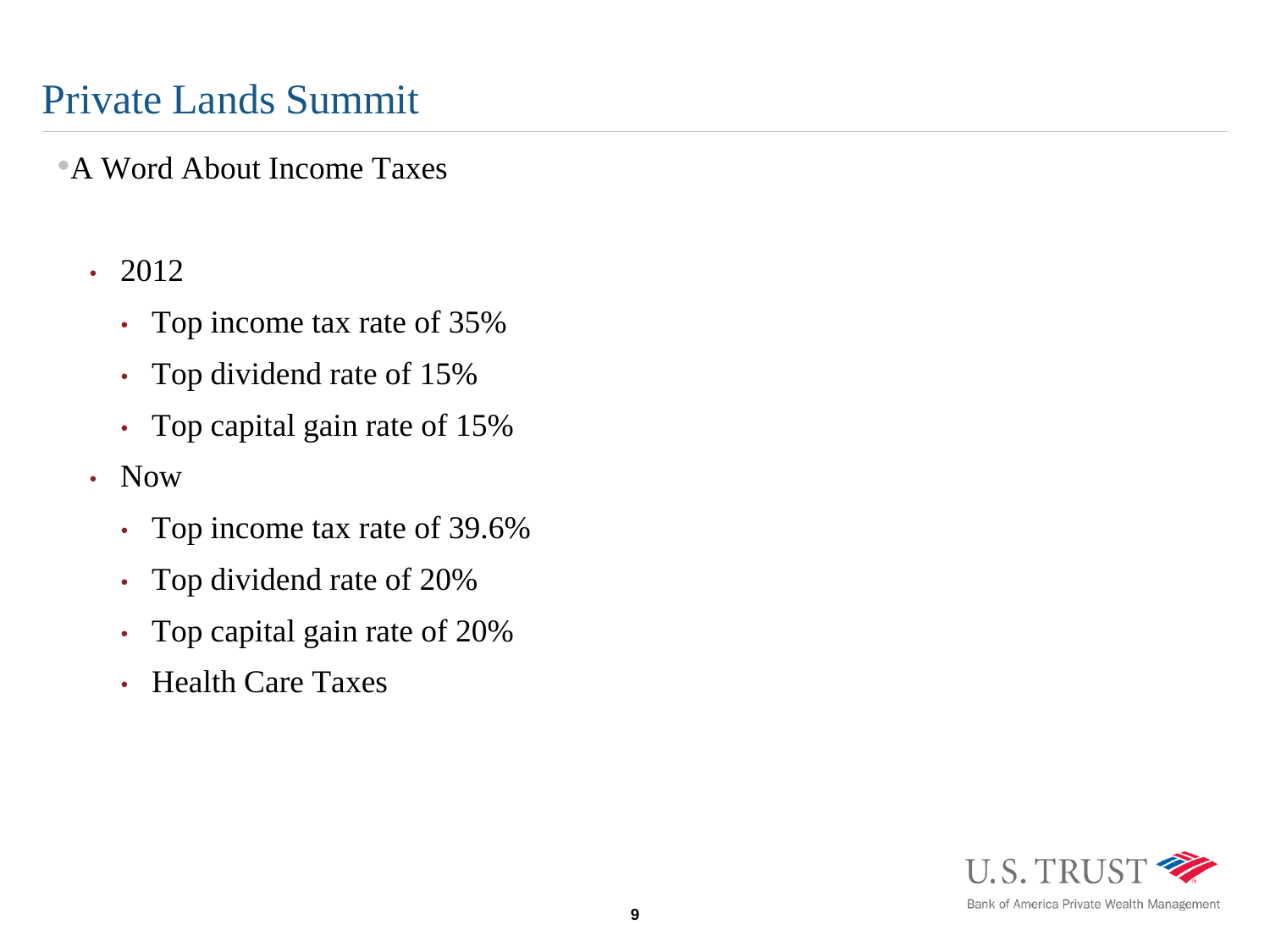# Private Lands Summit

- A Word About Income Taxes

  - 2012
    - Top income tax rate of 35%
    - Top dividend rate of 15%
    - Top capital gain rate of 15%
  - Now
    - Top income tax rate of 39.6%
    - Top dividend rate of 20%
    - Top capital gain rate of 20%
    - Health Care Taxes

U.S. TRUST

Bank of America Private Wealth Management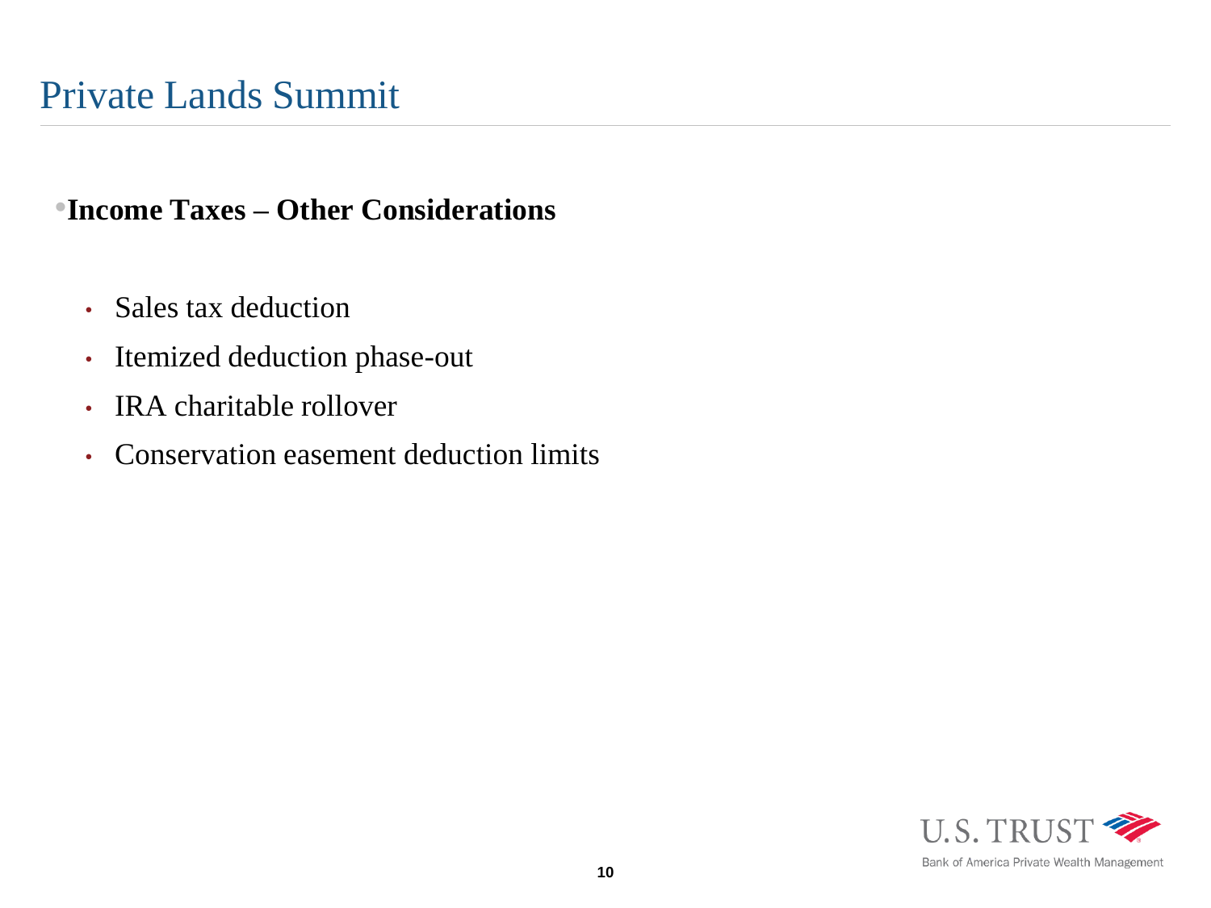# Private Lands Summit

- **Income Taxes – Other Considerations**

  - Sales tax deduction
  - Itemized deduction phase-out
  - IRA charitable rollover
  - Conservation easement deduction limits

U.S. TRUST

Bank of America Private Wealth Management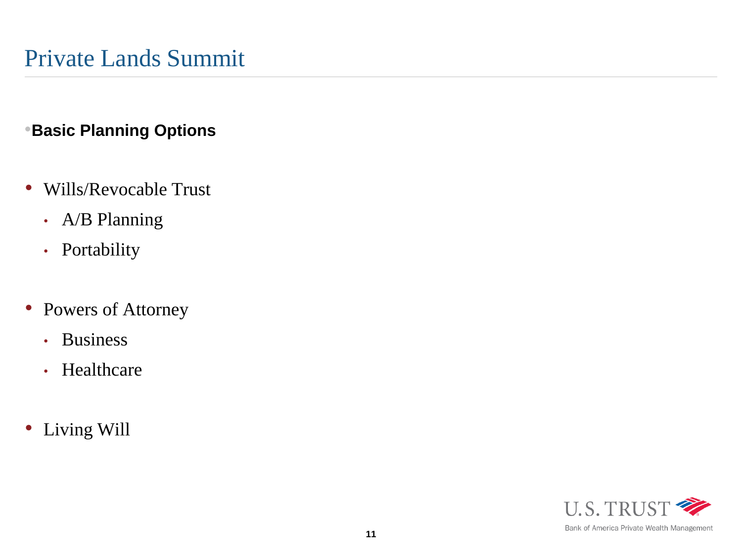# Private Lands Summit

- **Basic Planning Options**

- Wills/Revocable Trust
  - A/B Planning
  - Portability

- Powers of Attorney
  - Business
  - Healthcare

- Living Will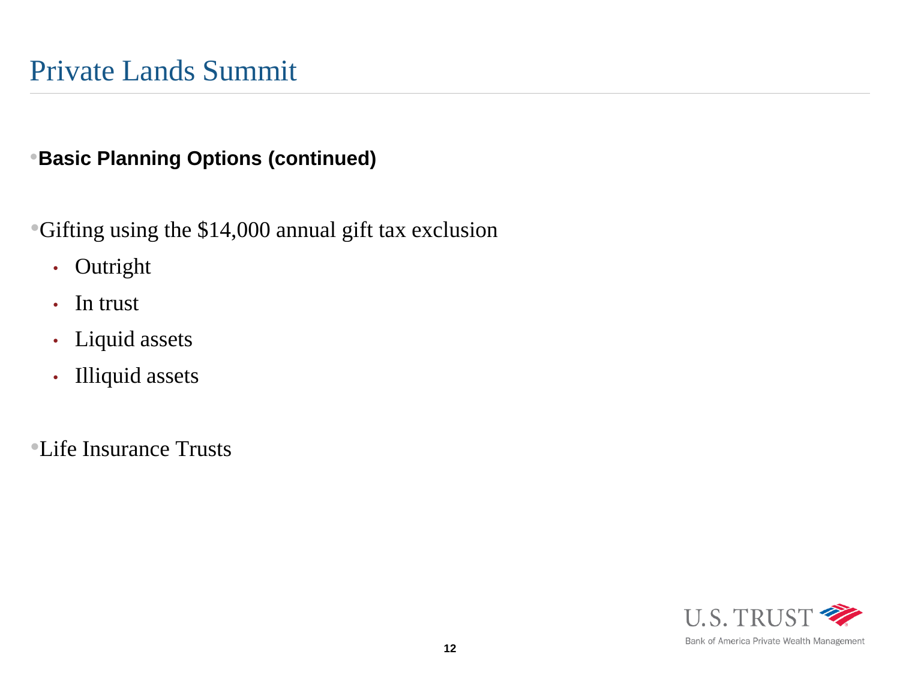# Private Lands Summit

- **Basic Planning Options (continued)**

- Gifting using the $14,000 annual gift tax exclusion
  - Outright
  - In trust
  - Liquid assets
  - Illiquid assets

- Life Insurance Trusts

U.S. TRUST
Bank of America Private Wealth Management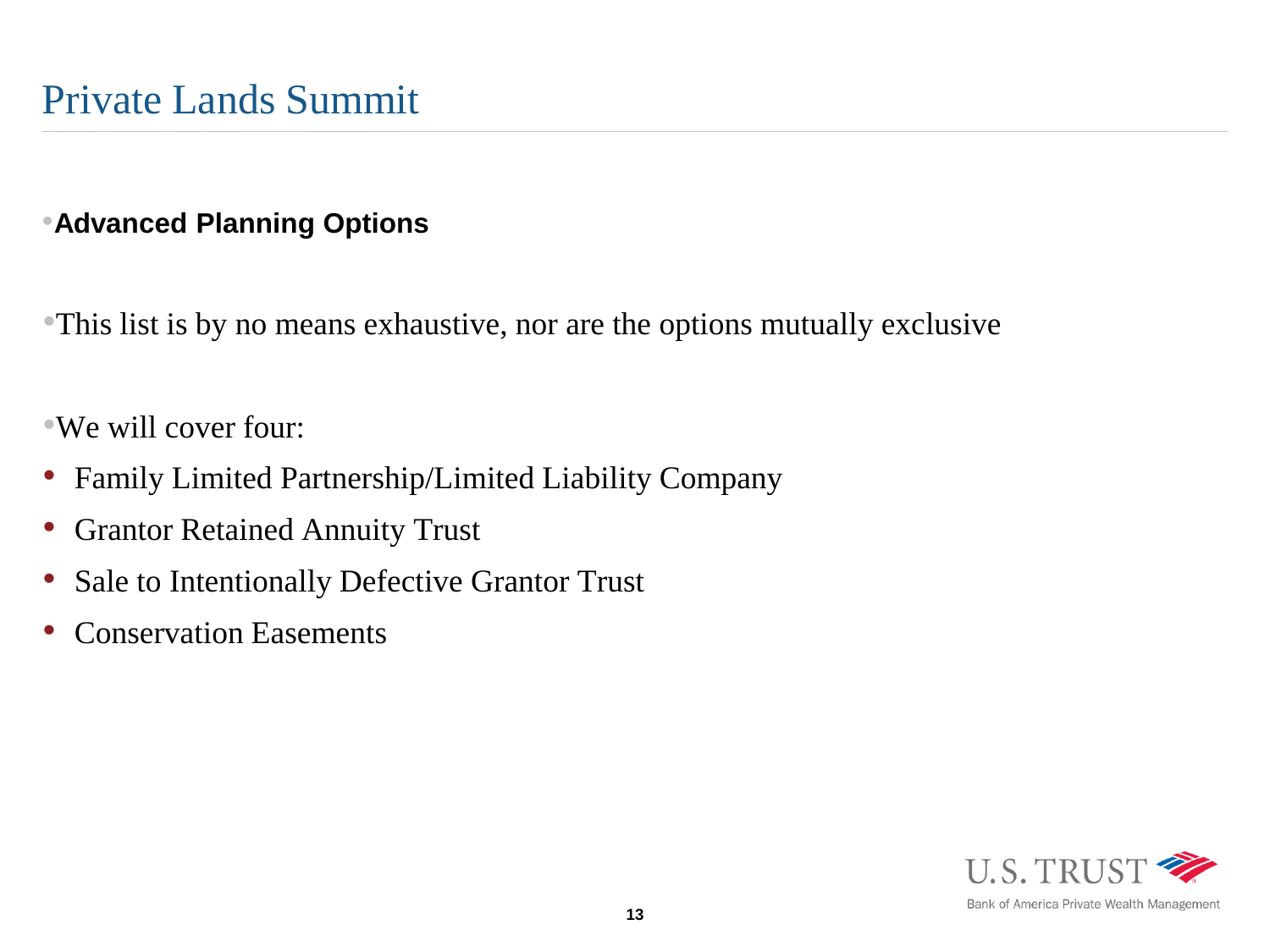# Private Lands Summit

- **Advanced Planning Options**

- This list is by no means exhaustive, nor are the options mutually exclusive

- We will cover four:
  - Family Limited Partnership/Limited Liability Company
  - Grantor Retained Annuity Trust
  - Sale to Intentionally Defective Grantor Trust
  - Conservation Easements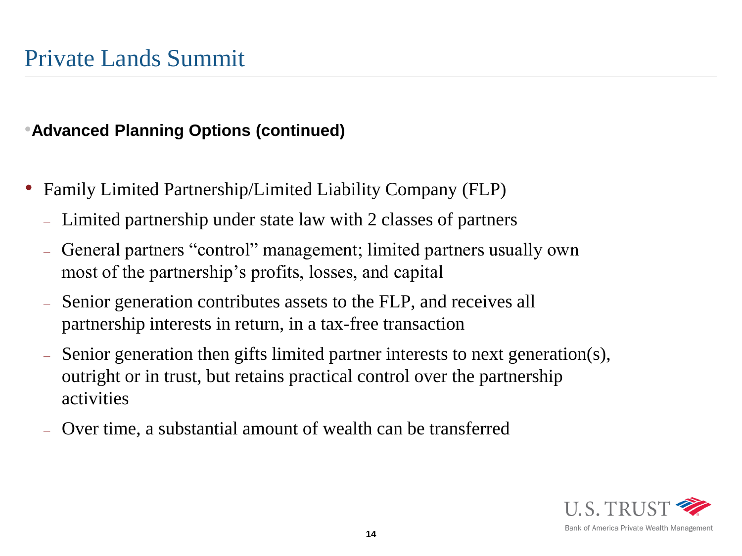# Private Lands Summit

- **Advanced Planning Options (continued)**

- Family Limited Partnership/Limited Liability Company (FLP)
  - Limited partnership under state law with 2 classes of partners
  - General partners "control" management; limited partners usually own most of the partnership's profits, losses, and capital
  - Senior generation contributes assets to the FLP, and receives all partnership interests in return, in a tax-free transaction
  - Senior generation then gifts limited partner interests to next generation(s), outright or in trust, but retains practical control over the partnership activities
  - Over time, a substantial amount of wealth can be transferred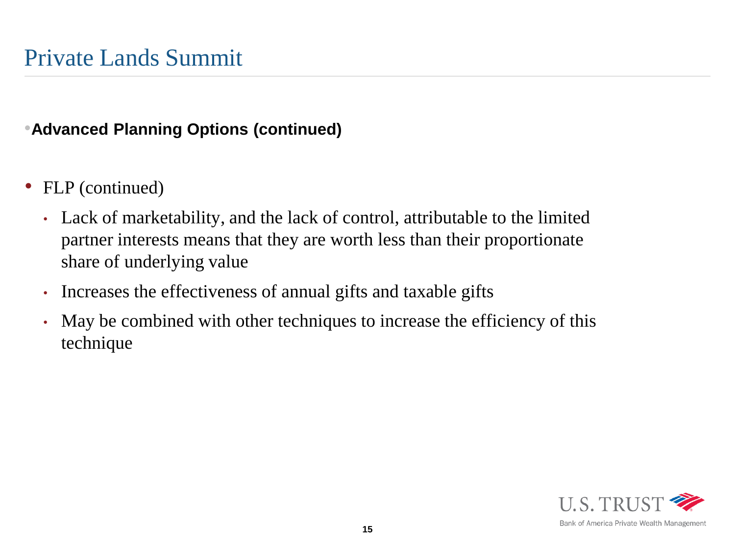# Private Lands Summit

- **Advanced Planning Options (continued)**

- FLP (continued)
  - Lack of marketability, and the lack of control, attributable to the limited partner interests means that they are worth less than their proportionate share of underlying value
  - Increases the effectiveness of annual gifts and taxable gifts
  - May be combined with other techniques to increase the efficiency of this technique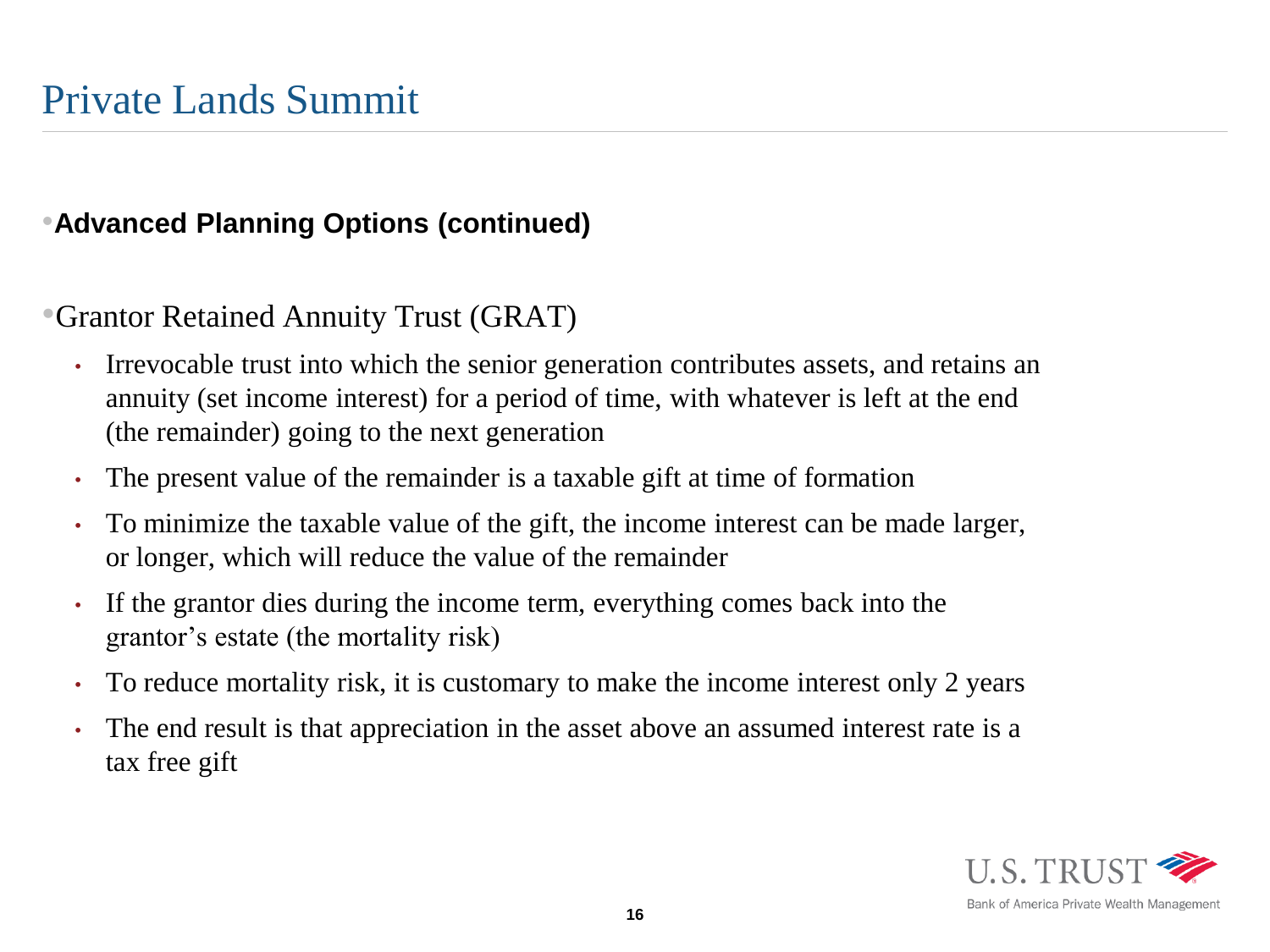# Private Lands Summit

- **Advanced Planning Options (continued)**

- Grantor Retained Annuity Trust (GRAT)
  - Irrevocable trust into which the senior generation contributes assets, and retains an annuity (set income interest) for a period of time, with whatever is left at the end (the remainder) going to the next generation
  - The present value of the remainder is a taxable gift at time of formation
  - To minimize the taxable value of the gift, the income interest can be made larger, or longer, which will reduce the value of the remainder
  - If the grantor dies during the income term, everything comes back into the grantor's estate (the mortality risk)
  - To reduce mortality risk, it is customary to make the income interest only 2 years
  - The end result is that appreciation in the asset above an assumed interest rate is a tax free gift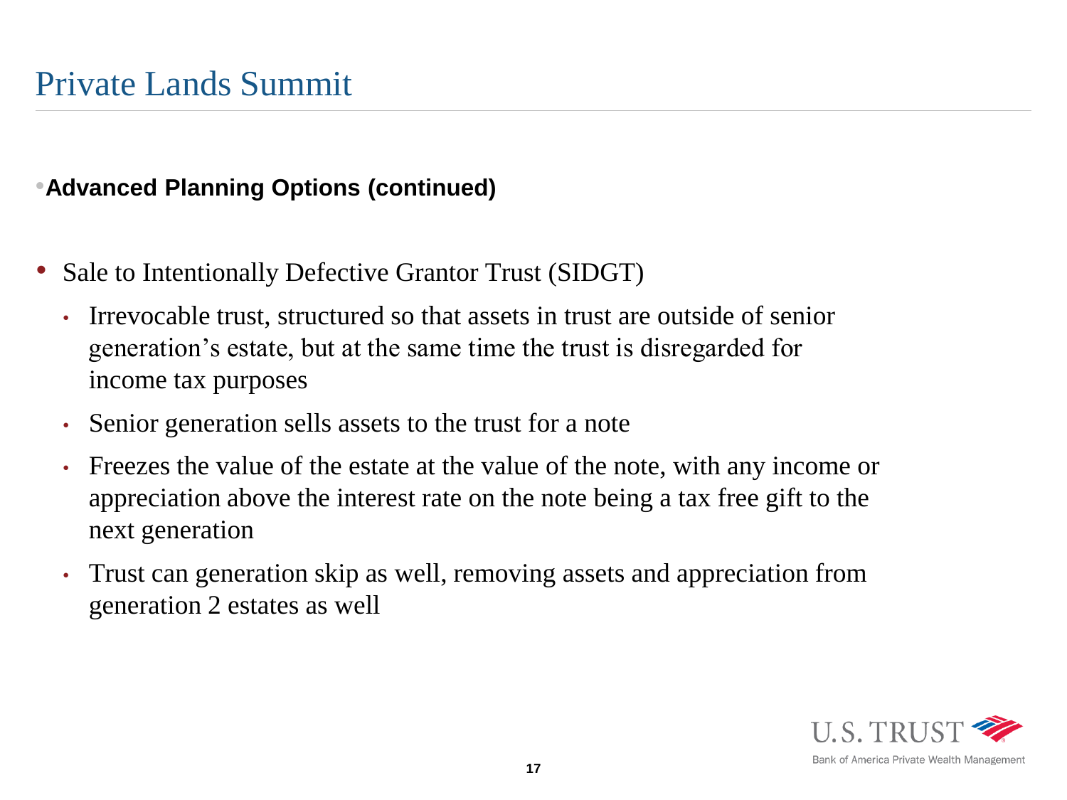# Private Lands Summit

- **Advanced Planning Options (continued)**

- Sale to Intentionally Defective Grantor Trust (SIDGT)
  - Irrevocable trust, structured so that assets in trust are outside of senior generation's estate, but at the same time the trust is disregarded for income tax purposes
  - Senior generation sells assets to the trust for a note
  - Freezes the value of the estate at the value of the note, with any income or appreciation above the interest rate on the note being a tax free gift to the next generation
  - Trust can generation skip as well, removing assets and appreciation from generation 2 estates as well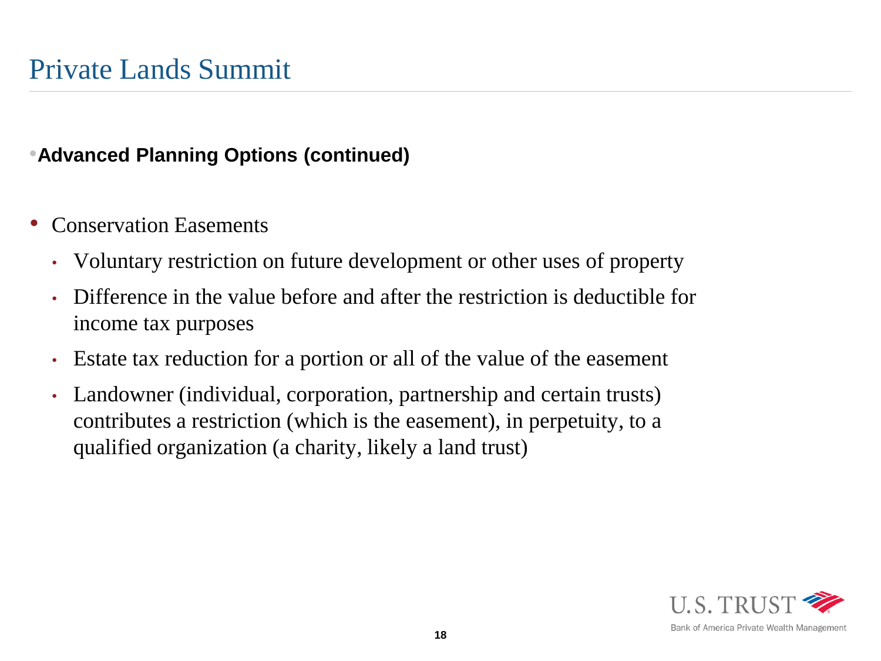# Private Lands Summit

- **Advanced Planning Options (continued)**

- Conservation Easements
  - Voluntary restriction on future development or other uses of property
  - Difference in the value before and after the restriction is deductible for income tax purposes
  - Estate tax reduction for a portion or all of the value of the easement
  - Landowner (individual, corporation, partnership and certain trusts) contributes a restriction (which is the easement), in perpetuity, to a qualified organization (a charity, likely a land trust)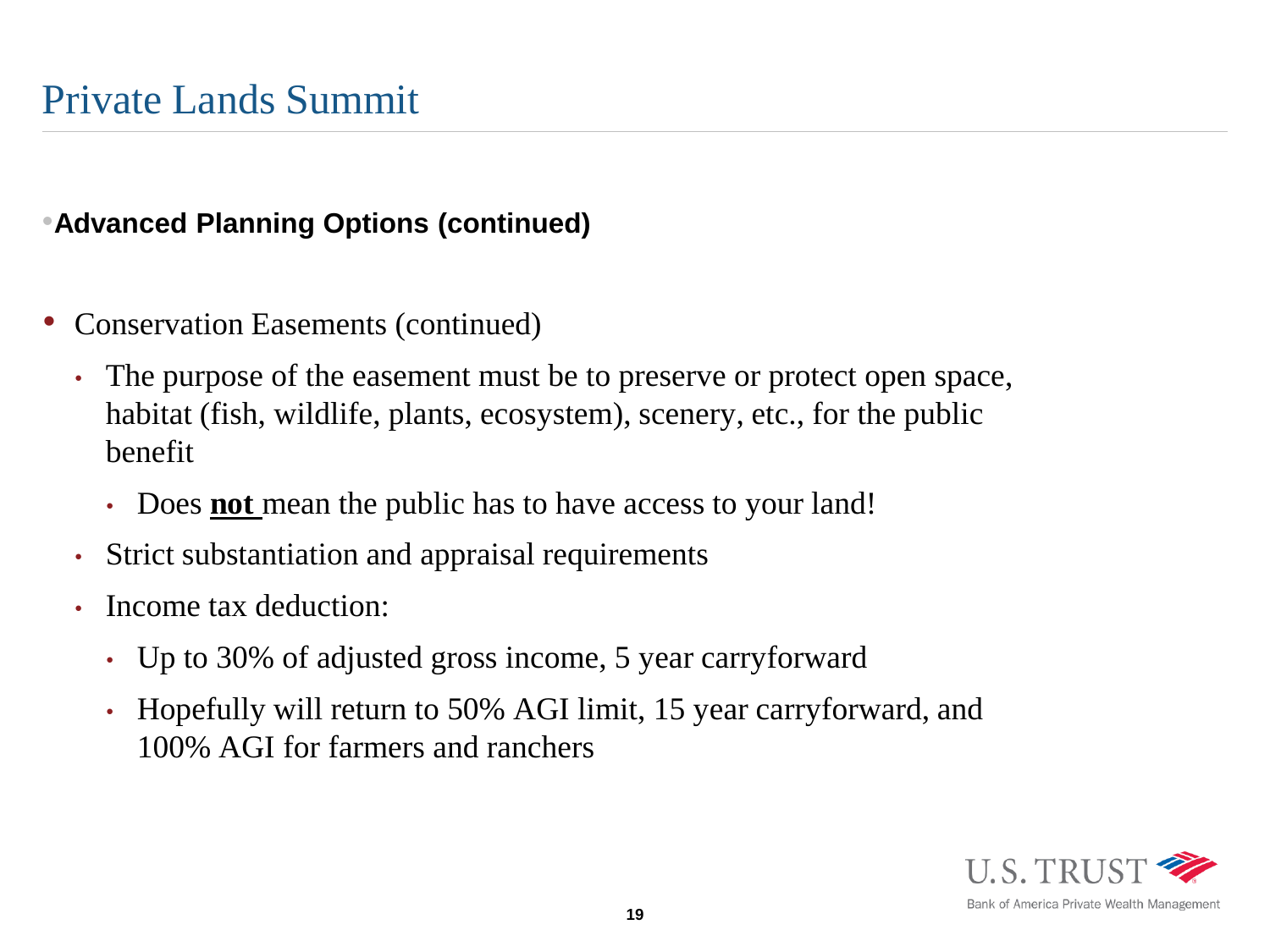# Private Lands Summit

- **Advanced Planning Options (continued)**

- Conservation Easements (continued)
  - The purpose of the easement must be to preserve or protect open space, habitat (fish, wildlife, plants, ecosystem), scenery, etc., for the public benefit
    - Does **not** mean the public has to have access to your land!
  - Strict substantiation and appraisal requirements
  - Income tax deduction:
    - Up to 30% of adjusted gross income, 5 year carryforward
    - Hopefully will return to 50% AGI limit, 15 year carryforward, and 100% AGI for farmers and ranchers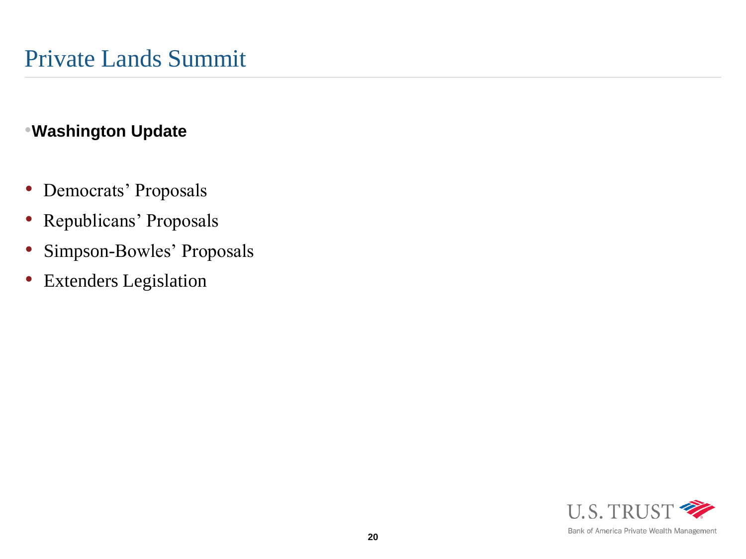# Private Lands Summit

- **Washington Update**

- Democrats' Proposals
- Republicans' Proposals
- Simpson-Bowles' Proposals
- Extenders Legislation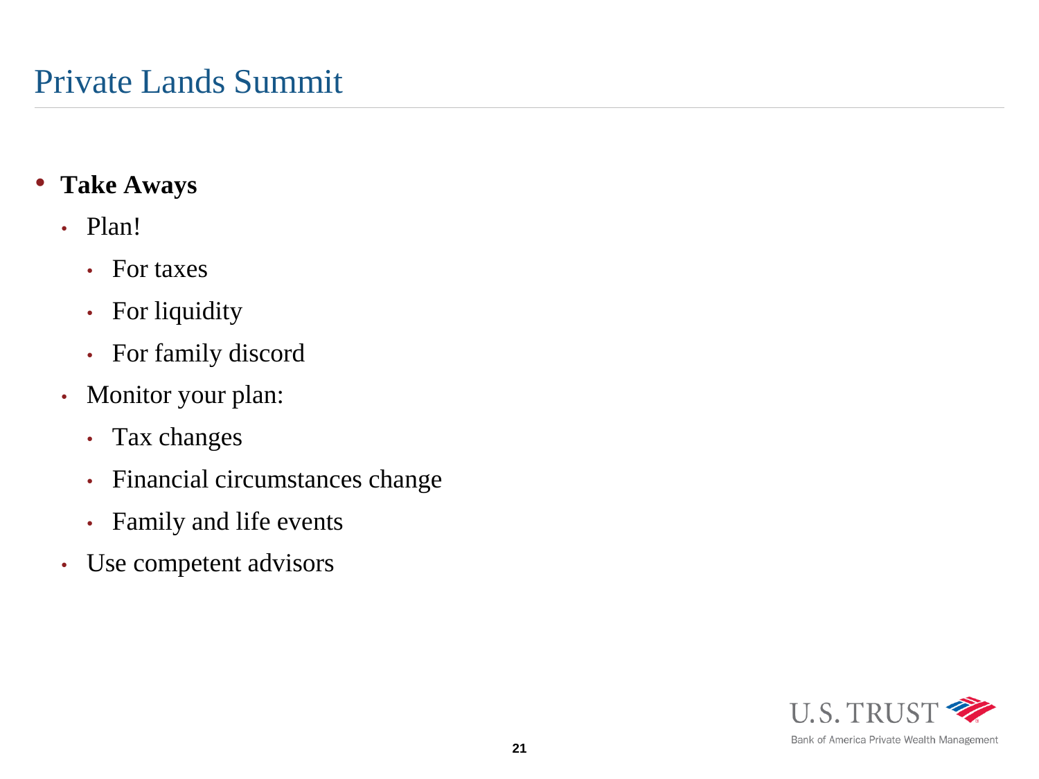# Private Lands Summit

- **Take Aways**
  - Plan!
    - For taxes
    - For liquidity
    - For family discord
  - Monitor your plan:
    - Tax changes
    - Financial circumstances change
    - Family and life events
  - Use competent advisors

U.S. TRUST

Bank of America Private Wealth Management